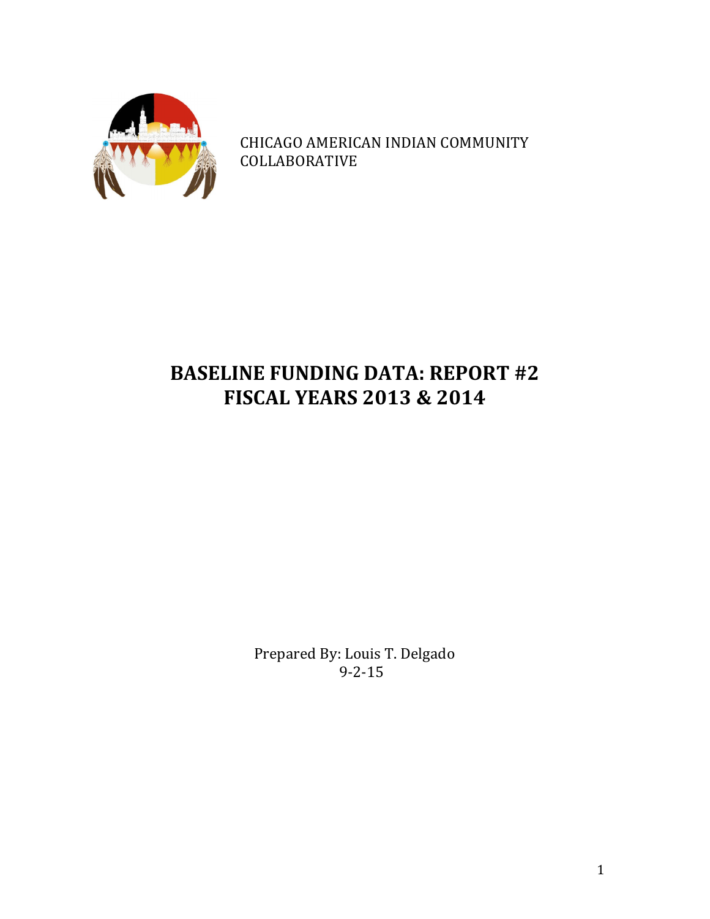CHICAGO AMERICAN INDIAN COMMUNITY COLLABORATIVE

# BASELINE FUNDING DATA: REPORT #2
# FISCAL YEARS 2013 & 2014

Prepared By: Louis T. Delgado
9-2-15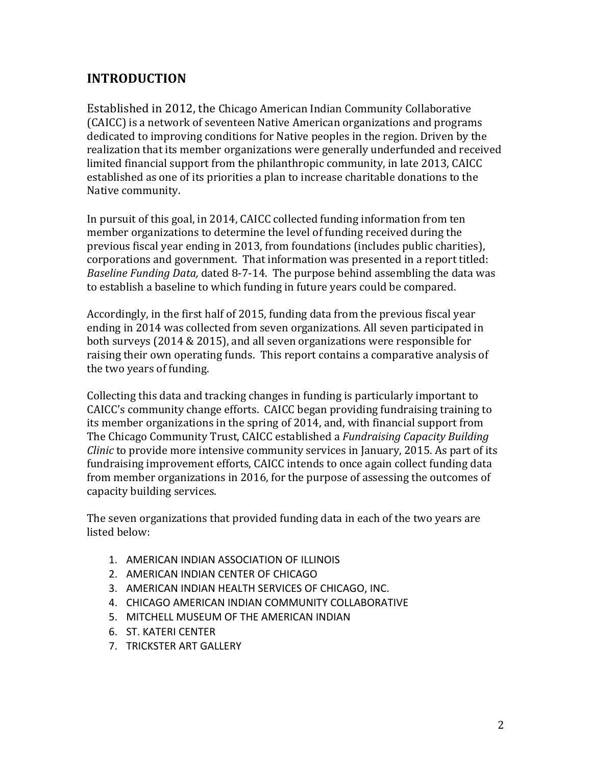## INTRODUCTION

Established in 2012, the Chicago American Indian Community Collaborative (CAICC) is a network of seventeen Native American organizations and programs dedicated to improving conditions for Native peoples in the region. Driven by the realization that its member organizations were generally underfunded and received limited financial support from the philanthropic community, in late 2013, CAICC established as one of its priorities a plan to increase charitable donations to the Native community.

In pursuit of this goal, in 2014, CAICC collected funding information from ten member organizations to determine the level of funding received during the previous fiscal year ending in 2013, from foundations (includes public charities), corporations and government. That information was presented in a report titled: *Baseline Funding Data,* dated 8-7-14. The purpose behind assembling the data was to establish a baseline to which funding in future years could be compared.

Accordingly, in the first half of 2015, funding data from the previous fiscal year ending in 2014 was collected from seven organizations. All seven participated in both surveys (2014 & 2015), and all seven organizations were responsible for raising their own operating funds. This report contains a comparative analysis of the two years of funding.

Collecting this data and tracking changes in funding is particularly important to CAICC's community change efforts. CAICC began providing fundraising training to its member organizations in the spring of 2014, and, with financial support from The Chicago Community Trust, CAICC established a *Fundraising Capacity Building Clinic* to provide more intensive community services in January, 2015. As part of its fundraising improvement efforts, CAICC intends to once again collect funding data from member organizations in 2016, for the purpose of assessing the outcomes of capacity building services.

The seven organizations that provided funding data in each of the two years are listed below:

1. AMERICAN INDIAN ASSOCIATION OF ILLINOIS
2. AMERICAN INDIAN CENTER OF CHICAGO
3. AMERICAN INDIAN HEALTH SERVICES OF CHICAGO, INC.
4. CHICAGO AMERICAN INDIAN COMMUNITY COLLABORATIVE
5. MITCHELL MUSEUM OF THE AMERICAN INDIAN
6. ST. KATERI CENTER
7. TRICKSTER ART GALLERY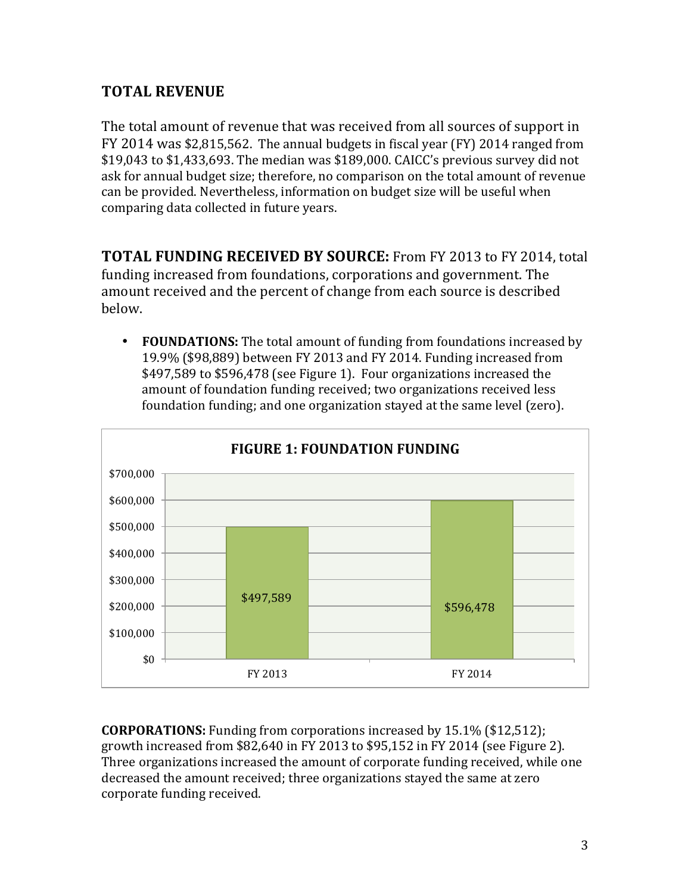## TOTAL REVENUE

The total amount of revenue that was received from all sources of support in FY 2014 was $2,815,562. The annual budgets in fiscal year (FY) 2014 ranged from $19,043 to $1,433,693. The median was $189,000. CAICC's previous survey did not ask for annual budget size; therefore, no comparison on the total amount of revenue can be provided. Nevertheless, information on budget size will be useful when comparing data collected in future years.

**TOTAL FUNDING RECEIVED BY SOURCE:** From FY 2013 to FY 2014, total funding increased from foundations, corporations and government. The amount received and the percent of change from each source is described below.

- **FOUNDATIONS:** The total amount of funding from foundations increased by 19.9% ($98,889) between FY 2013 and FY 2014. Funding increased from $497,589 to $596,478 (see Figure 1). Four organizations increased the amount of foundation funding received; two organizations received less foundation funding; and one organization stayed at the same level (zero).

**FIGURE 1: FOUNDATION FUNDING**

$700,000
$600,000
$500,000
$400,000
$300,000
$200,000
$100,000
$0

$497,589
$596,478

FY 2013
FY 2014

**CORPORATIONS:** Funding from corporations increased by 15.1% ($12,512); growth increased from $82,640 in FY 2013 to $95,152 in FY 2014 (see Figure 2). Three organizations increased the amount of corporate funding received, while one decreased the amount received; three organizations stayed the same at zero corporate funding received.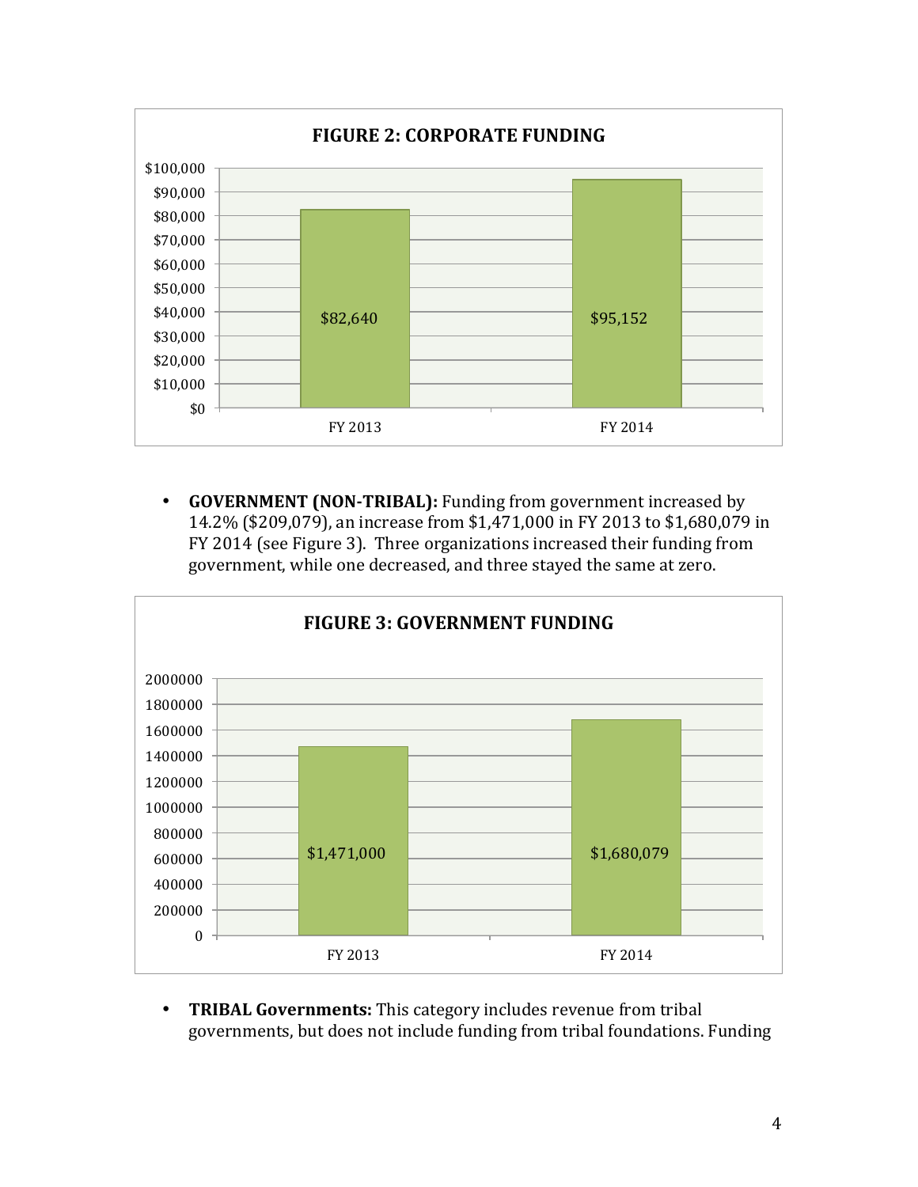**FIGURE 2: CORPORATE FUNDING**

$100,000
$90,000
$80,000
$70,000
$60,000
$50,000
$40,000
$30,000
$20,000
$10,000
$0

$82,640
$95,152

FY 2013
FY 2014

- **GOVERNMENT (NON-TRIBAL):** Funding from government increased by 14.2% ($209,079), an increase from $1,471,000 in FY 2013 to $1,680,079 in FY 2014 (see Figure 3). Three organizations increased their funding from government, while one decreased, and three stayed the same at zero.

**FIGURE 3: GOVERNMENT FUNDING**

2000000
1800000
1600000
1400000
1200000
1000000
800000
600000
400000
200000
0

$1,471,000
$1,680,079

FY 2013
FY 2014

- **TRIBAL Governments:** This category includes revenue from tribal governments, but does not include funding from tribal foundations. Funding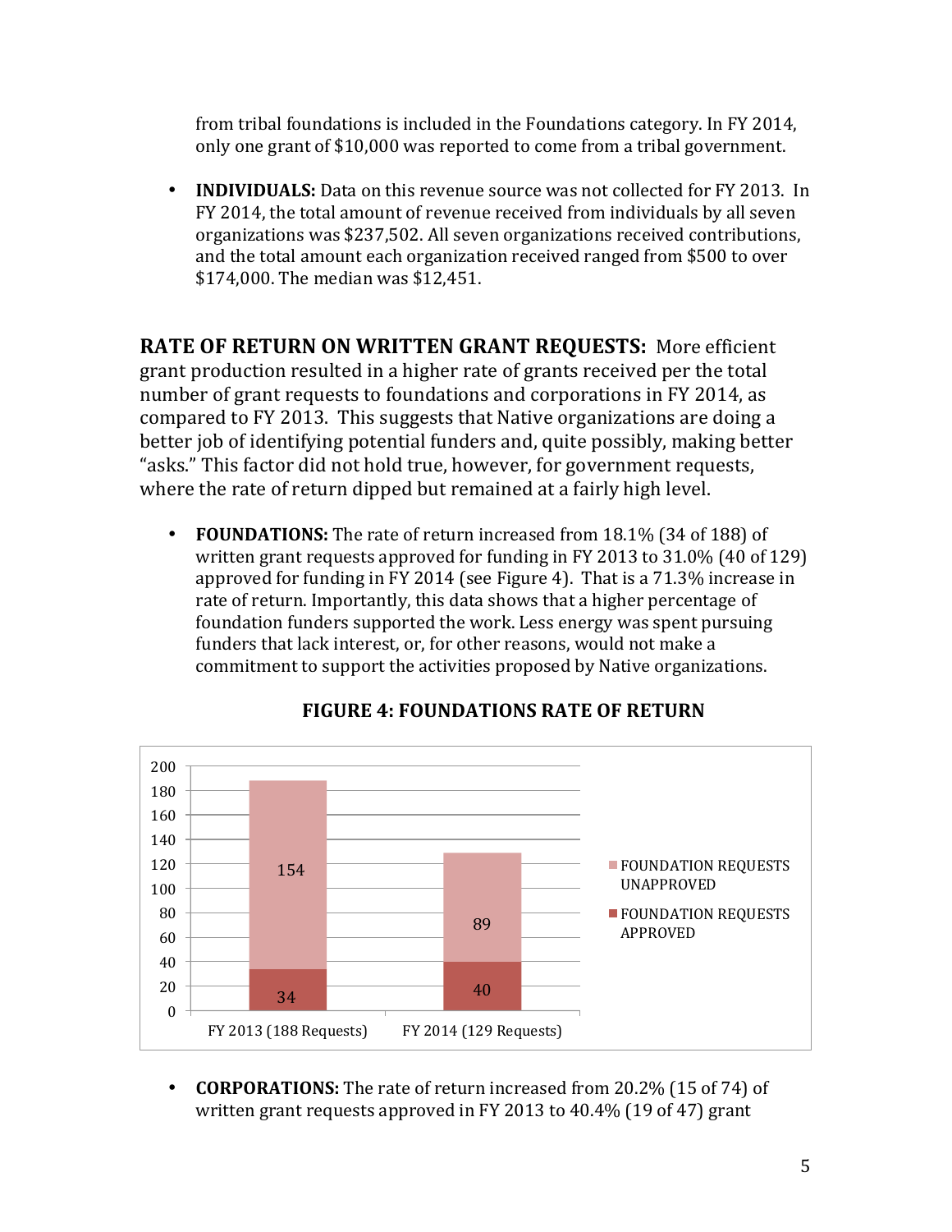from tribal foundations is included in the Foundations category. In FY 2014, only one grant of $10,000 was reported to come from a tribal government.

- **INDIVIDUALS:** Data on this revenue source was not collected for FY 2013. In FY 2014, the total amount of revenue received from individuals by all seven organizations was $237,502. All seven organizations received contributions, and the total amount each organization received ranged from $500 to over $174,000. The median was $12,451.

**RATE OF RETURN ON WRITTEN GRANT REQUESTS:** More efficient grant production resulted in a higher rate of grants received per the total number of grant requests to foundations and corporations in FY 2014, as compared to FY 2013. This suggests that Native organizations are doing a better job of identifying potential funders and, quite possibly, making better "asks." This factor did not hold true, however, for government requests, where the rate of return dipped but remained at a fairly high level.

- **FOUNDATIONS:** The rate of return increased from 18.1% (34 of 188) of written grant requests approved for funding in FY 2013 to 31.0% (40 of 129) approved for funding in FY 2014 (see Figure 4). That is a 71.3% increase in rate of return. Importantly, this data shows that a higher percentage of foundation funders supported the work. Less energy was spent pursuing funders that lack interest, or, for other reasons, would not make a commitment to support the activities proposed by Native organizations.

**FIGURE 4: FOUNDATIONS RATE OF RETURN**

200
180
160
140
120
100
80
60
40
20
0

154
34
89
40

FY 2013 (188 Requests)
FY 2014 (129 Requests)

FOUNDATION REQUESTS UNAPPROVED
FOUNDATION REQUESTS APPROVED

- **CORPORATIONS:** The rate of return increased from 20.2% (15 of 74) of written grant requests approved in FY 2013 to 40.4% (19 of 47) grant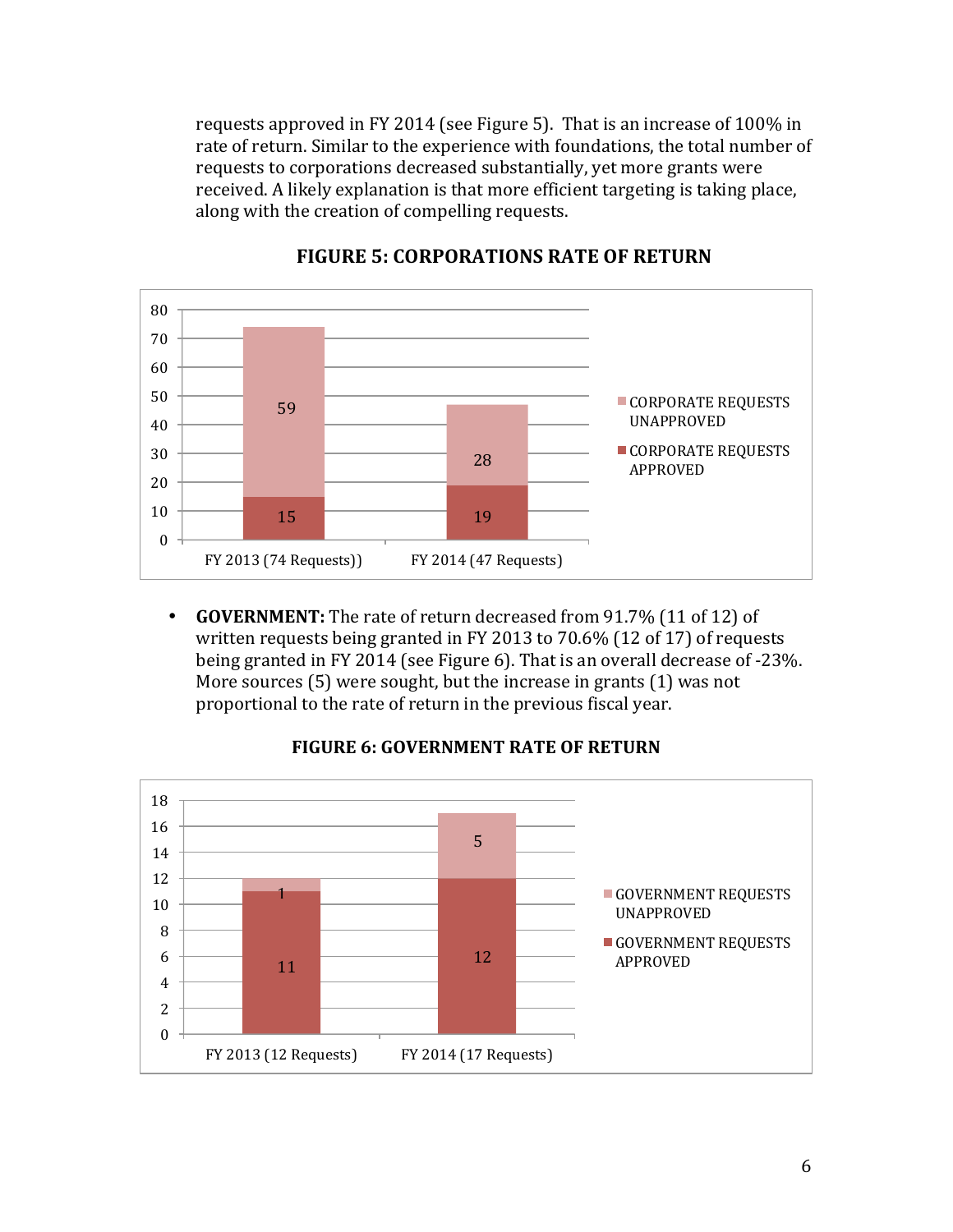requests approved in FY 2014 (see Figure 5). That is an increase of 100% in rate of return. Similar to the experience with foundations, the total number of requests to corporations decreased substantially, yet more grants were received. A likely explanation is that more efficient targeting is taking place, along with the creation of compelling requests.

**FIGURE 5: CORPORATIONS RATE OF RETURN**

80
70
60
50
40
30
20
10
0

59
15
28
19

FY 2013 (74 Requests))
FY 2014 (47 Requests)

CORPORATE REQUESTS UNAPPROVED
CORPORATE REQUESTS APPROVED

- **GOVERNMENT:** The rate of return decreased from 91.7% (11 of 12) of written requests being granted in FY 2013 to 70.6% (12 of 17) of requests being granted in FY 2014 (see Figure 6). That is an overall decrease of -23%. More sources (5) were sought, but the increase in grants (1) was not proportional to the rate of return in the previous fiscal year.

**FIGURE 6: GOVERNMENT RATE OF RETURN**

18
16
14
12
10
8
6
4
2
0

1
11
5
12

FY 2013 (12 Requests)
FY 2014 (17 Requests)

GOVERNMENT REQUESTS UNAPPROVED
GOVERNMENT REQUESTS APPROVED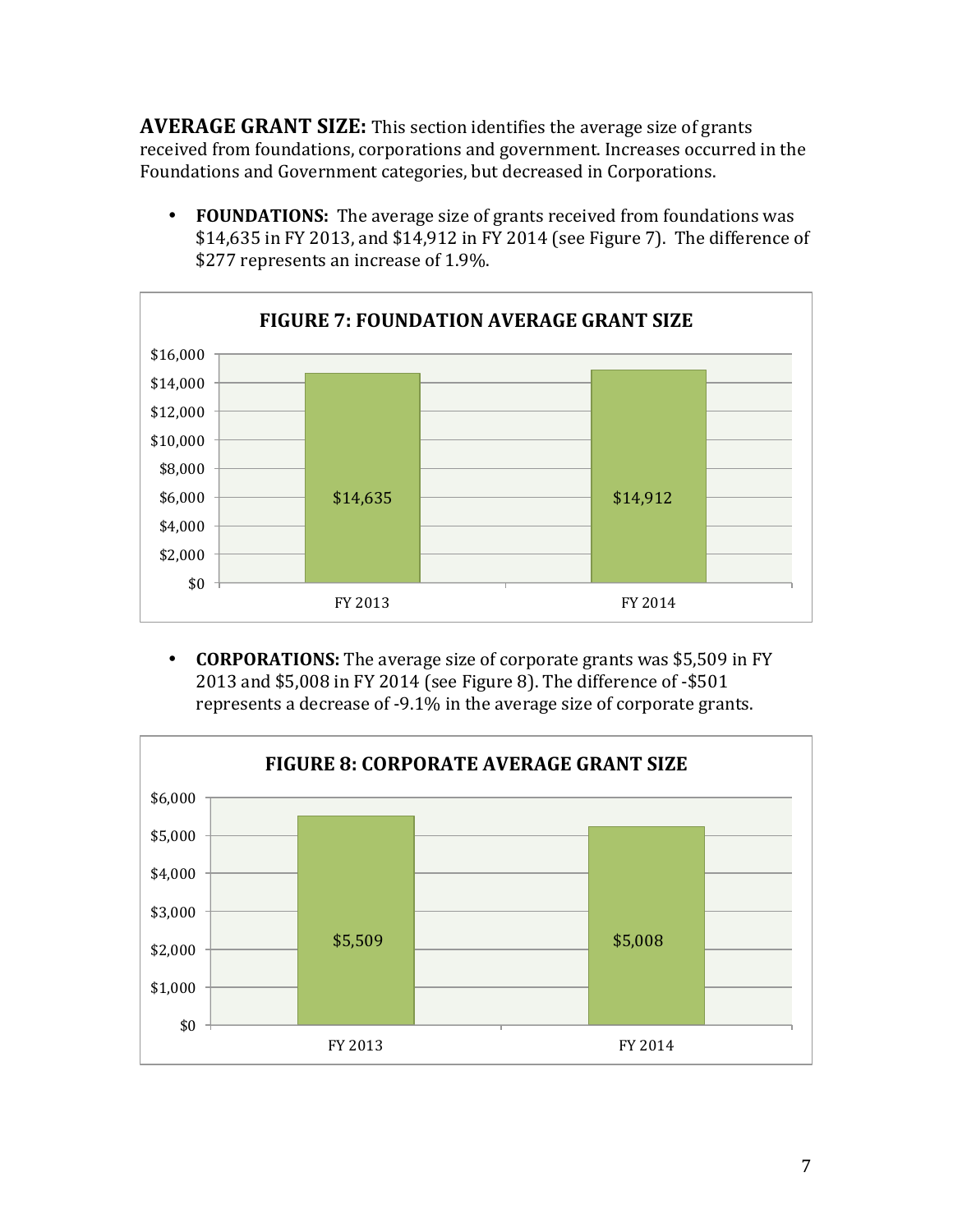**AVERAGE GRANT SIZE:** This section identifies the average size of grants received from foundations, corporations and government. Increases occurred in the Foundations and Government categories, but decreased in Corporations.

- **FOUNDATIONS:** The average size of grants received from foundations was $14,635 in FY 2013, and $14,912 in FY 2014 (see Figure 7). The difference of $277 represents an increase of 1.9%.

**FIGURE 7: FOUNDATION AVERAGE GRANT SIZE**

$16,000
$14,000
$12,000
$10,000
$8,000
$6,000
$4,000
$2,000
$0

$14,635
$14,912

FY 2013
FY 2014

- **CORPORATIONS:** The average size of corporate grants was $5,509 in FY 2013 and $5,008 in FY 2014 (see Figure 8). The difference of -$501 represents a decrease of -9.1% in the average size of corporate grants.

**FIGURE 8: CORPORATE AVERAGE GRANT SIZE**

$6,000
$5,000
$4,000
$3,000
$2,000
$1,000
$0

$5,509
$5,008

FY 2013
FY 2014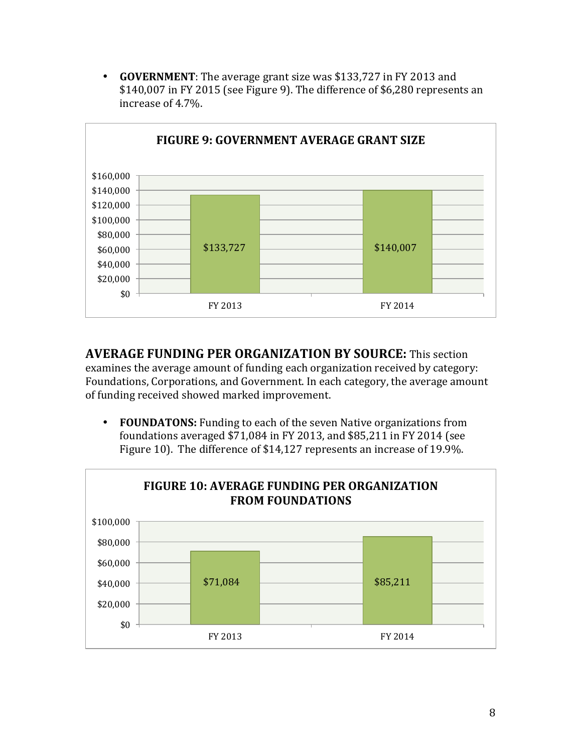- **GOVERNMENT**: The average grant size was $133,727 in FY 2013 and $140,007 in FY 2015 (see Figure 9). The difference of $6,280 represents an increase of 4.7%.

**FIGURE 9: GOVERNMENT AVERAGE GRANT SIZE**

$160,000
$140,000
$120,000
$100,000
$80,000
$60,000
$40,000
$20,000
$0

$133,727
$140,007

FY 2013
FY 2014

**AVERAGE FUNDING PER ORGANIZATION BY SOURCE:** This section examines the average amount of funding each organization received by category: Foundations, Corporations, and Government. In each category, the average amount of funding received showed marked improvement.

- **FOUNDATONS:** Funding to each of the seven Native organizations from foundations averaged $71,084 in FY 2013, and $85,211 in FY 2014 (see Figure 10). The difference of $14,127 represents an increase of 19.9%.

**FIGURE 10: AVERAGE FUNDING PER ORGANIZATION FROM FOUNDATIONS**

$100,000
$80,000
$60,000
$40,000
$20,000
$0

$71,084
$85,211

FY 2013
FY 2014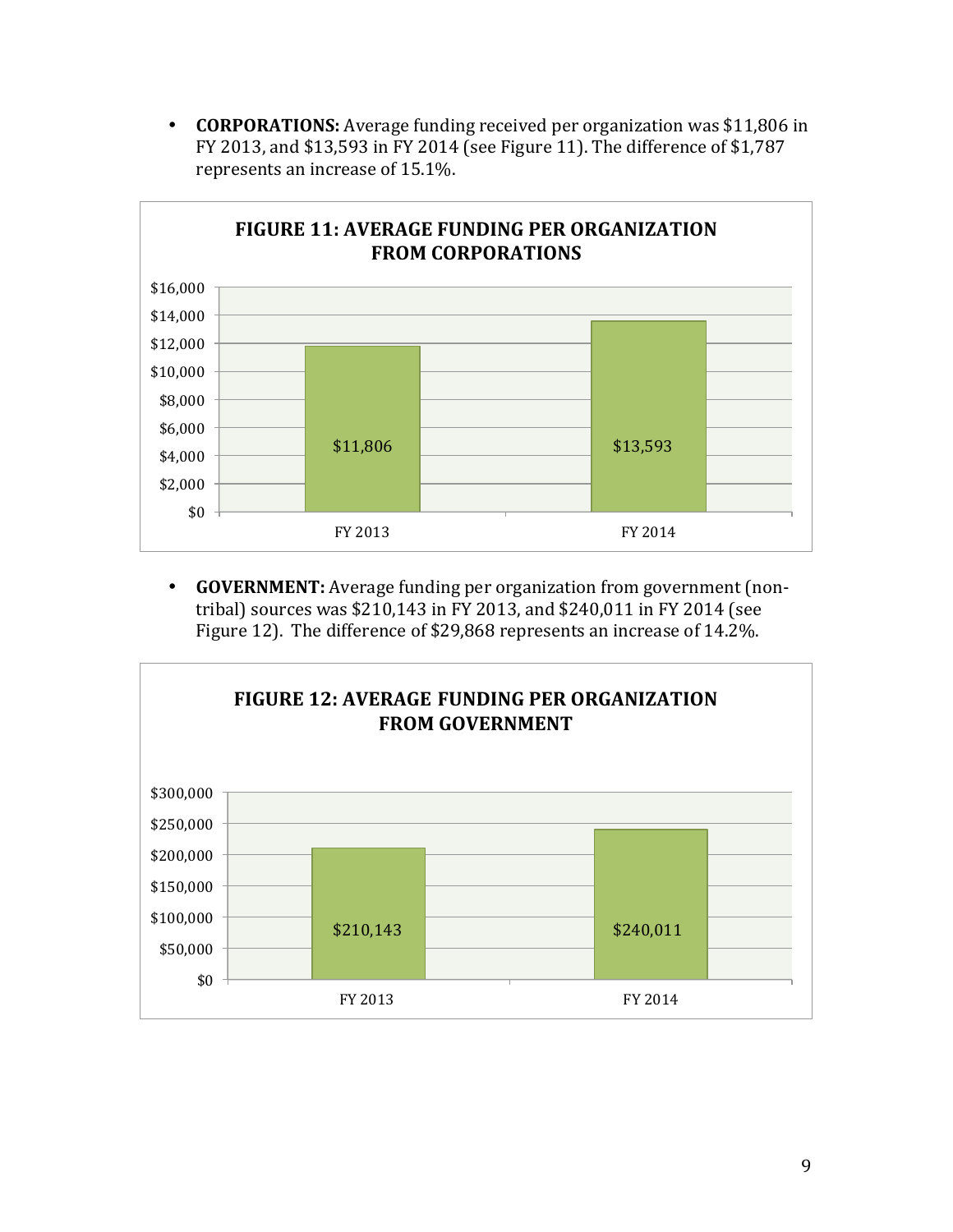- **CORPORATIONS:** Average funding received per organization was $11,806 in FY 2013, and $13,593 in FY 2014 (see Figure 11). The difference of $1,787 represents an increase of 15.1%.

**FIGURE 11: AVERAGE FUNDING PER ORGANIZATION FROM CORPORATIONS**

$16,000
$14,000
$12,000
$10,000
$8,000
$6,000
$4,000
$2,000
$0

$11,806
$13,593

FY 2013
FY 2014

- **GOVERNMENT:** Average funding per organization from government (non-tribal) sources was $210,143 in FY 2013, and $240,011 in FY 2014 (see Figure 12). The difference of $29,868 represents an increase of 14.2%.

**FIGURE 12: AVERAGE FUNDING PER ORGANIZATION FROM GOVERNMENT**

$300,000
$250,000
$200,000
$150,000
$100,000
$50,000
$0

$210,143
$240,011

FY 2013
FY 2014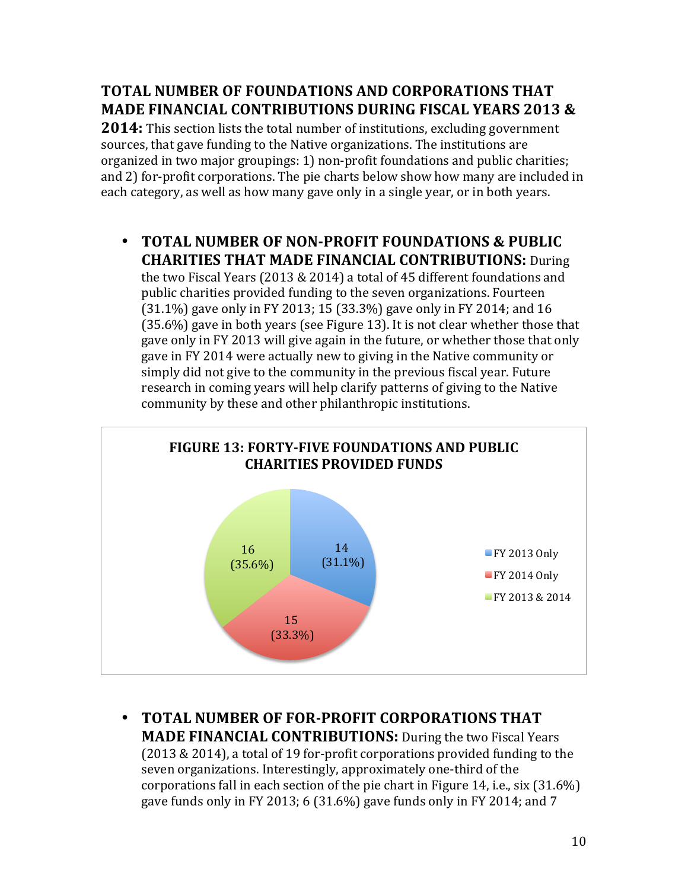**TOTAL NUMBER OF FOUNDATIONS AND CORPORATIONS THAT MADE FINANCIAL CONTRIBUTIONS DURING FISCAL YEARS 2013 & 2014:** This section lists the total number of institutions, excluding government sources, that gave funding to the Native organizations. The institutions are organized in two major groupings: 1) non-profit foundations and public charities; and 2) for-profit corporations. The pie charts below show how many are included in each category, as well as how many gave only in a single year, or in both years.

- **TOTAL NUMBER OF NON-PROFIT FOUNDATIONS & PUBLIC CHARITIES THAT MADE FINANCIAL CONTRIBUTIONS:** During the two Fiscal Years (2013 & 2014) a total of 45 different foundations and public charities provided funding to the seven organizations. Fourteen (31.1%) gave only in FY 2013; 15 (33.3%) gave only in FY 2014; and 16 (35.6%) gave in both years (see Figure 13). It is not clear whether those that gave only in FY 2013 will give again in the future, or whether those that only gave in FY 2014 were actually new to giving in the Native community or simply did not give to the community in the previous fiscal year. Future research in coming years will help clarify patterns of giving to the Native community by these and other philanthropic institutions.

**FIGURE 13: FORTY-FIVE FOUNDATIONS AND PUBLIC CHARITIES PROVIDED FUNDS**

14 (31.1%)
15 (33.3%)
16 (35.6%)

FY 2013 Only
FY 2014 Only
FY 2013 & 2014

- **TOTAL NUMBER OF FOR-PROFIT CORPORATIONS THAT MADE FINANCIAL CONTRIBUTIONS:** During the two Fiscal Years (2013 & 2014), a total of 19 for-profit corporations provided funding to the seven organizations. Interestingly, approximately one-third of the corporations fall in each section of the pie chart in Figure 14, i.e., six (31.6%) gave funds only in FY 2013; 6 (31.6%) gave funds only in FY 2014; and 7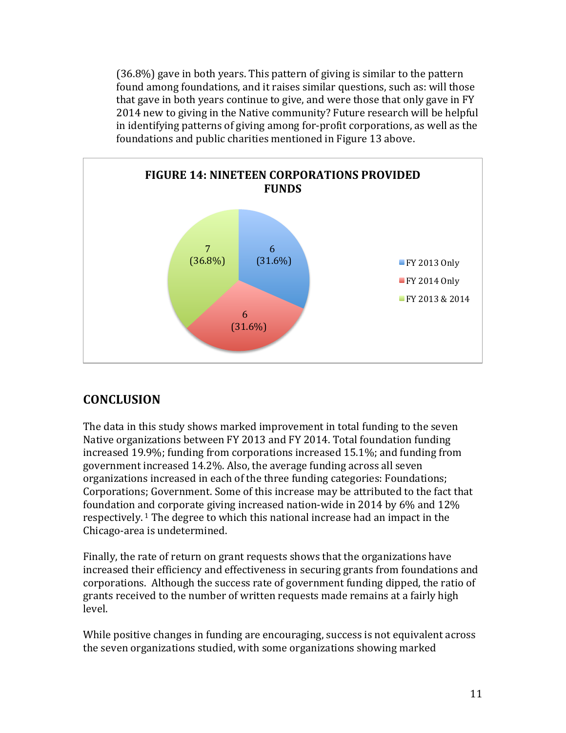(36.8%) gave in both years. This pattern of giving is similar to the pattern found among foundations, and it raises similar questions, such as: will those that gave in both years continue to give, and were those that only gave in FY 2014 new to giving in the Native community? Future research will be helpful in identifying patterns of giving among for-profit corporations, as well as the foundations and public charities mentioned in Figure 13 above.

**FIGURE 14: NINETEEN CORPORATIONS PROVIDED FUNDS**

6 (31.6%)

6 (31.6%)

7 (36.8%)

FY 2013 Only

FY 2014 Only

FY 2013 & 2014

## CONCLUSION

The data in this study shows marked improvement in total funding to the seven Native organizations between FY 2013 and FY 2014. Total foundation funding increased 19.9%; funding from corporations increased 15.1%; and funding from government increased 14.2%. Also, the average funding across all seven organizations increased in each of the three funding categories: Foundations; Corporations; Government. Some of this increase may be attributed to the fact that foundation and corporate giving increased nation-wide in 2014 by 6% and 12% respectively. [1] The degree to which this national increase had an impact in the Chicago-area is undetermined.

Finally, the rate of return on grant requests shows that the organizations have increased their efficiency and effectiveness in securing grants from foundations and corporations. Although the success rate of government funding dipped, the ratio of grants received to the number of written requests made remains at a fairly high level.

While positive changes in funding are encouraging, success is not equivalent across the seven organizations studied, with some organizations showing marked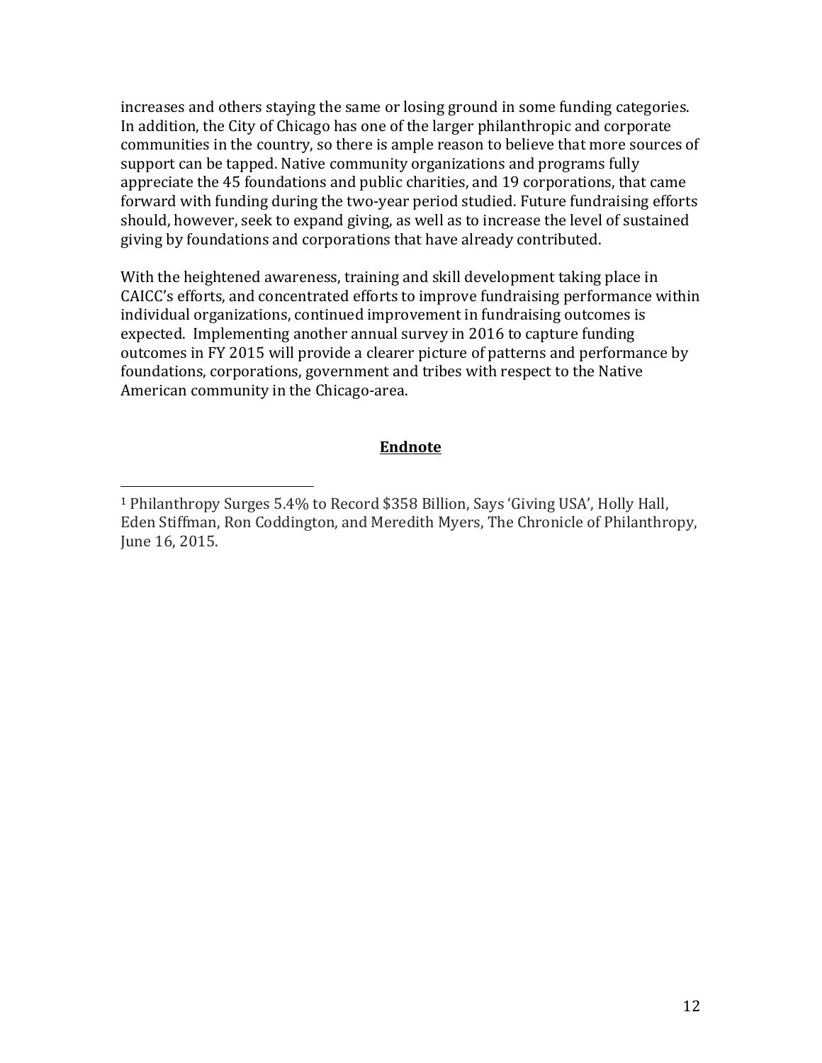increases and others staying the same or losing ground in some funding categories. In addition, the City of Chicago has one of the larger philanthropic and corporate communities in the country, so there is ample reason to believe that more sources of support can be tapped. Native community organizations and programs fully appreciate the 45 foundations and public charities, and 19 corporations, that came forward with funding during the two-year period studied. Future fundraising efforts should, however, seek to expand giving, as well as to increase the level of sustained giving by foundations and corporations that have already contributed.

With the heightened awareness, training and skill development taking place in CAICC's efforts, and concentrated efforts to improve fundraising performance within individual organizations, continued improvement in fundraising outcomes is expected. Implementing another annual survey in 2016 to capture funding outcomes in FY 2015 will provide a clearer picture of patterns and performance by foundations, corporations, government and tribes with respect to the Native American community in the Chicago-area.

## Endnote

[1] Philanthropy Surges 5.4% to Record $358 Billion, Says 'Giving USA', Holly Hall, Eden Stiffman, Ron Coddington, and Meredith Myers, The Chronicle of Philanthropy, June 16, 2015.